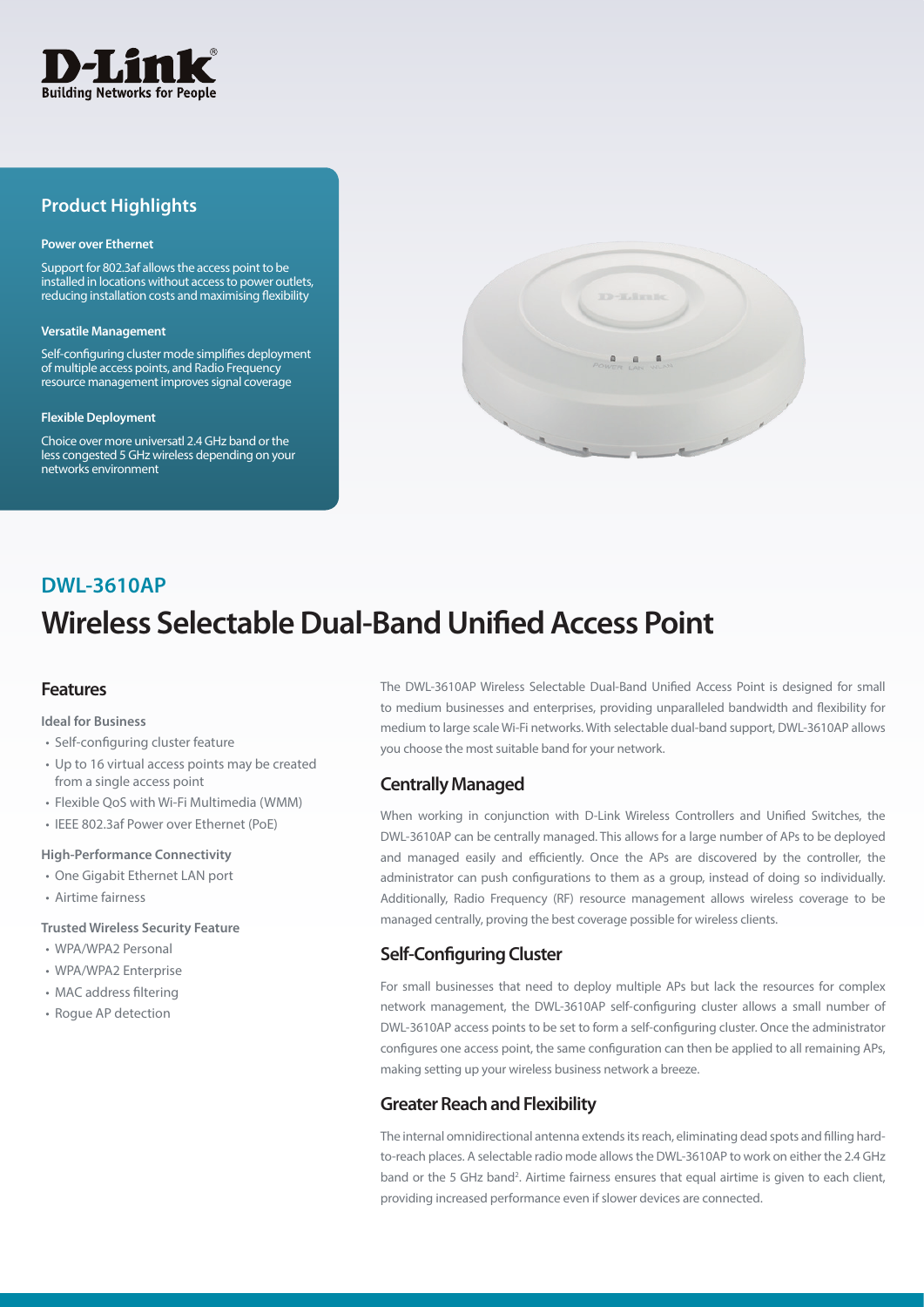## Product Highlights

**Power over Ethernet**

Support for 802.3af allows the access point to be installed in locations without access to power outlets, reducing installation costs and maximising flexibility

**Versatile Management**

Self-configuring cluster mode simplifies deployment of multiple access points, and Radio Frequency resource management improves signal coverage

**Flexible Deployment**

Choice over more universatl 2.4 GHz band or the less congested 5 GHz wireless depending on your networks environment

## DWL-3610AP

# Wireless Selectable Dual-Band Unified Access Point

### Features

**Ideal for Business**

- Self-configuring cluster feature
- Up to 16 virtual access points may be created from a single access point
- Flexible QoS with Wi-Fi Multimedia (WMM)
- IEEE 802.3af Power over Ethernet (PoE)

**High-Performance Connectivity**

- One Gigabit Ethernet LAN port
- Airtime fairness

**Trusted Wireless Security Feature**

- WPA/WPA2 Personal
- WPA/WPA2 Enterprise
- MAC address filtering
- Rogue AP detection

The DWL-3610AP Wireless Selectable Dual-Band Unified Access Point is designed for small to medium businesses and enterprises, providing unparalleled bandwidth and flexibility for medium to large scale Wi-Fi networks. With selectable dual-band support, DWL-3610AP allows you choose the most suitable band for your network.

### Centrally Managed

When working in conjunction with D-Link Wireless Controllers and Unified Switches, the DWL-3610AP can be centrally managed. This allows for a large number of APs to be deployed and managed easily and efficiently. Once the APs are discovered by the controller, the administrator can push configurations to them as a group, instead of doing so individually. Additionally, Radio Frequency (RF) resource management allows wireless coverage to be managed centrally, proving the best coverage possible for wireless clients.

### Self-Configuring Cluster

For small businesses that need to deploy multiple APs but lack the resources for complex network management, the DWL-3610AP self-configuring cluster allows a small number of DWL-3610AP access points to be set to form a self-configuring cluster. Once the administrator configures one access point, the same configuration can then be applied to all remaining APs, making setting up your wireless business network a breeze.

### Greater Reach and Flexibility

The internal omnidirectional antenna extends its reach, eliminating dead spots and filling hard-to-reach places. A selectable radio mode allows the DWL-3610AP to work on either the 2.4 GHz band or the 5 GHz band[2]. Airtime fairness ensures that equal airtime is given to each client, providing increased performance even if slower devices are connected.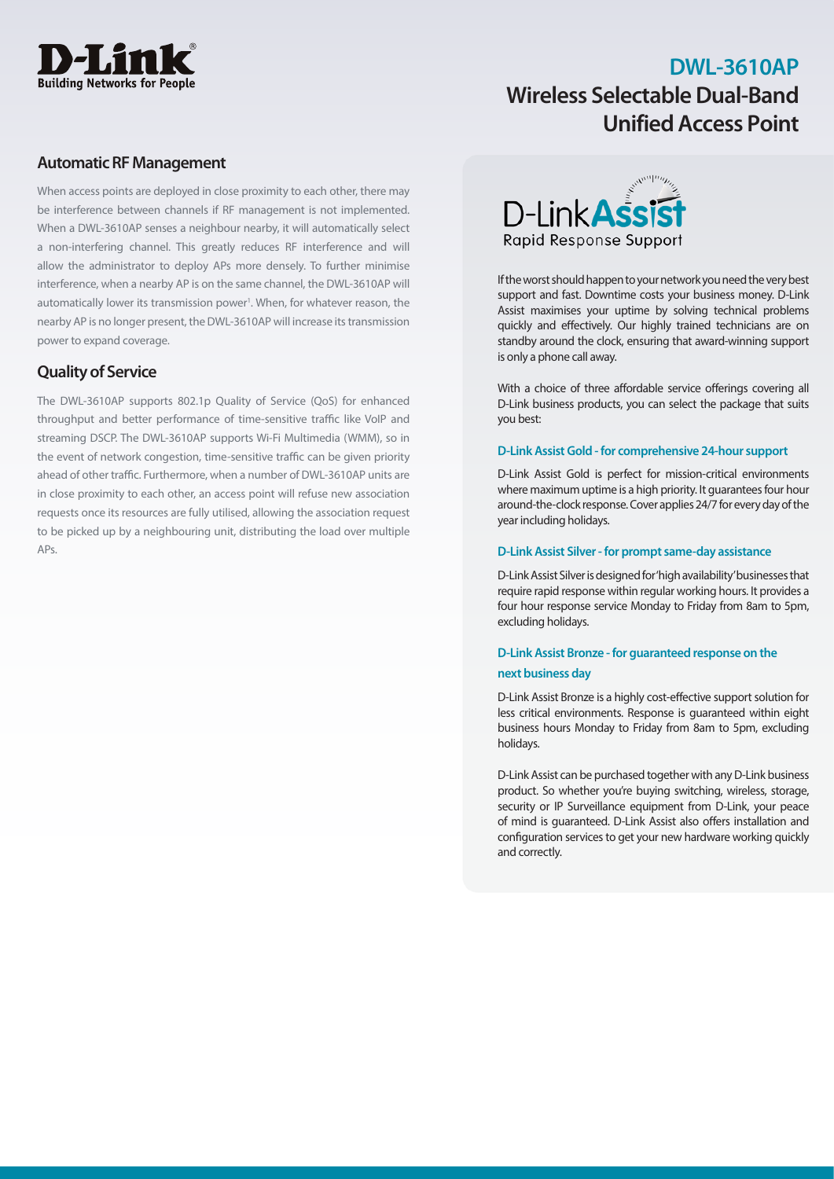# DWL-3610AP Wireless Selectable Dual-Band Unified Access Point

## Automatic RF Management

When access points are deployed in close proximity to each other, there may be interference between channels if RF management is not implemented. When a DWL-3610AP senses a neighbour nearby, it will automatically select a non-interfering channel. This greatly reduces RF interference and will allow the administrator to deploy APs more densely. To further minimise interference, when a nearby AP is on the same channel, the DWL-3610AP will automatically lower its transmission power[1]. When, for whatever reason, the nearby AP is no longer present, the DWL-3610AP will increase its transmission power to expand coverage.

## Quality of Service

The DWL-3610AP supports 802.1p Quality of Service (QoS) for enhanced throughput and better performance of time-sensitive traffic like VoIP and streaming DSCP. The DWL-3610AP supports Wi-Fi Multimedia (WMM), so in the event of network congestion, time-sensitive traffic can be given priority ahead of other traffic. Furthermore, when a number of DWL-3610AP units are in close proximity to each other, an access point will refuse new association requests once its resources are fully utilised, allowing the association request to be picked up by a neighbouring unit, distributing the load over multiple APs.

## D-Link Assist Rapid Response Support

If the worst should happen to your network you need the very best support and fast. Downtime costs your business money. D-Link Assist maximises your uptime by solving technical problems quickly and effectively. Our highly trained technicians are on standby around the clock, ensuring that award-winning support is only a phone call away.

With a choice of three affordable service offerings covering all D-Link business products, you can select the package that suits you best:

### D-Link Assist Gold - for comprehensive 24-hour support

D-Link Assist Gold is perfect for mission-critical environments where maximum uptime is a high priority. It guarantees four hour around-the-clock response. Cover applies 24/7 for every day of the year including holidays.

### D-Link Assist Silver - for prompt same-day assistance

D-Link Assist Silver is designed for 'high availability' businesses that require rapid response within regular working hours. It provides a four hour response service Monday to Friday from 8am to 5pm, excluding holidays.

### D-Link Assist Bronze - for guaranteed response on the next business day

D-Link Assist Bronze is a highly cost-effective support solution for less critical environments. Response is guaranteed within eight business hours Monday to Friday from 8am to 5pm, excluding holidays.

D-Link Assist can be purchased together with any D-Link business product. So whether you're buying switching, wireless, storage, security or IP Surveillance equipment from D-Link, your peace of mind is guaranteed. D-Link Assist also offers installation and configuration services to get your new hardware working quickly and correctly.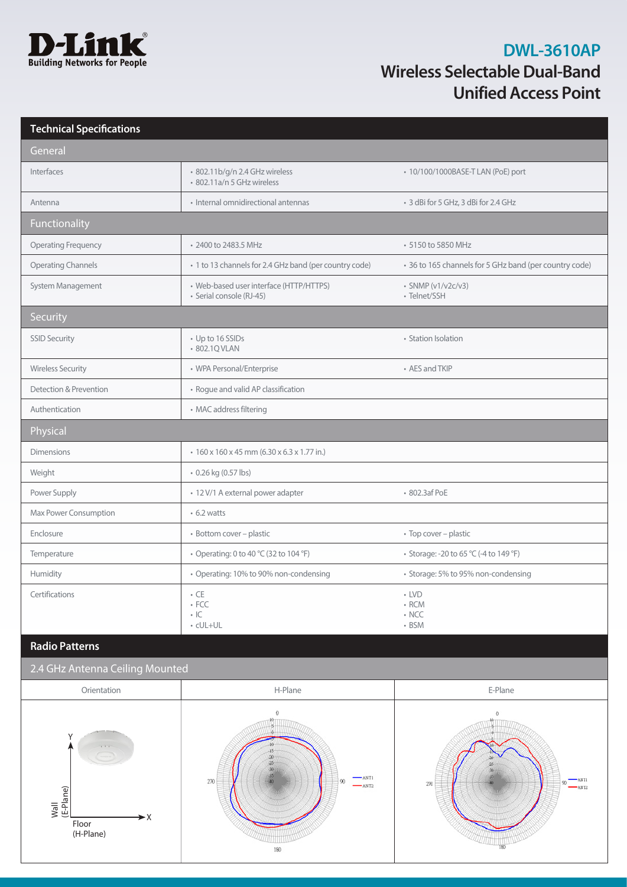# DWL-3610AP

## Wireless Selectable Dual-Band Unified Access Point

## Technical Specifications

| General | | |
|---|---|---|
| Interfaces | • 802.11b/g/n 2.4 GHz wireless<br>• 802.11a/n 5 GHz wireless | • 10/100/1000BASE-T LAN (PoE) port |
| Antenna | • Internal omnidirectional antennas | • 3 dBi for 5 GHz, 3 dBi for 2.4 GHz |
| **Functionality** | | |
| Operating Frequency | • 2400 to 2483.5 MHz | • 5150 to 5850 MHz |
| Operating Channels | • 1 to 13 channels for 2.4 GHz band (per country code) | • 36 to 165 channels for 5 GHz band (per country code) |
| System Management | • Web-based user interface (HTTP/HTTPS)<br>• Serial console (RJ-45) | • SNMP (v1/v2c/v3)<br>• Telnet/SSH |
| **Security** | | |
| SSID Security | • Up to 16 SSIDs<br>• 802.1Q VLAN | • Station Isolation |
| Wireless Security | • WPA Personal/Enterprise | • AES and TKIP |
| Detection & Prevention | • Rogue and valid AP classification | |
| Authentication | • MAC address filtering | |
| **Physical** | | |
| Dimensions | • 160 x 160 x 45 mm (6.30 x 6.3 x 1.77 in.) | |
| Weight | • 0.26 kg (0.57 lbs) | |
| Power Supply | • 12 V/1 A external power adapter | • 802.3af PoE |
| Max Power Consumption | • 6.2 watts | |
| Enclosure | • Bottom cover – plastic | • Top cover – plastic |
| Temperature | • Operating: 0 to 40 °C (32 to 104 °F) | • Storage: -20 to 65 °C (-4 to 149 °F) |
| Humidity | • Operating: 10% to 90% non-condensing | • Storage: 5% to 95% non-condensing |
| Certifications | • CE<br>• FCC<br>• IC<br>• cUL+UL | • LVD<br>• RCM<br>• NCC<br>• BSM |

## Radio Patterns

### 2.4 GHz Antenna Ceiling Mounted

| Orientation | H-Plane | E-Plane |
|---|---|---|
| Y / X<br>Wall (E-Plane)<br>Floor (H-Plane) | 0, 90, 180, 270<br>ANT1, ANT2 | 0, 90, 180, 270<br>ANT1, ANT2 |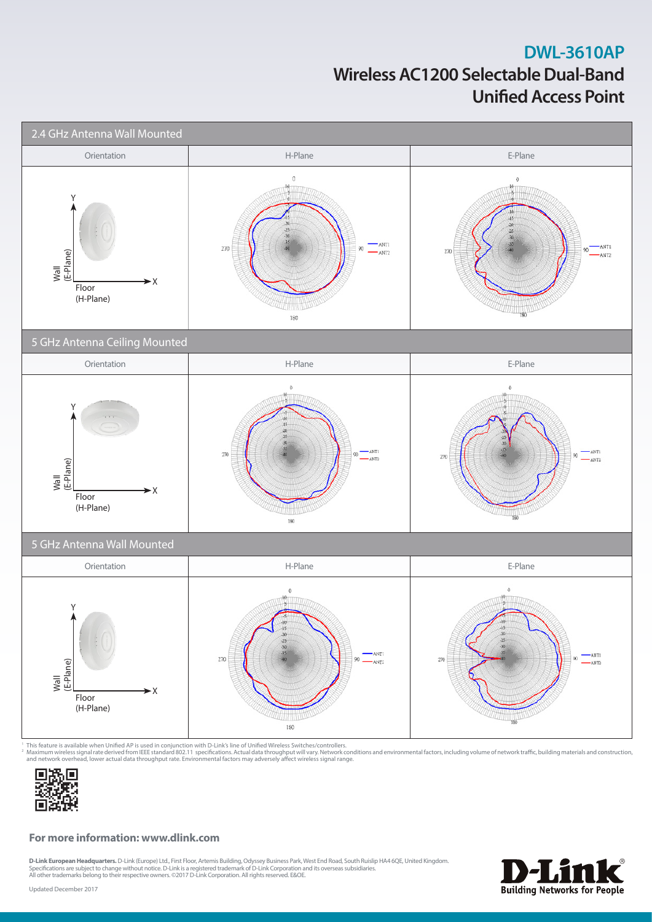# DWL-3610AP

# Wireless AC1200 Selectable Dual-Band Unified Access Point

## 2.4 GHz Antenna Wall Mounted

| Orientation | H-Plane | E-Plane |
|---|---|---|
| Y, X, Wall (E-Plane), Floor (H-Plane) | 0, 90, 180, 270, ANT1, ANT2 | 0, 90, 180, 270, ANT1, ANT2 |

## 5 GHz Antenna Ceiling Mounted

| Orientation | H-Plane | E-Plane |
|---|---|---|
| Y, X, Wall (E-Plane), Floor (H-Plane) | 0, 90, 180, 270, ANT1, ANT2 | 0, 90, 180, 270, ANT1, ANT2 |

## 5 GHz Antenna Wall Mounted

| Orientation | H-Plane | E-Plane |
|---|---|---|
| Y, X, Wall (E-Plane), Floor (H-Plane) | 0, 90, 180, 270, ANT1, ANT2 | 0, 90, 180, 270, ANT1, ANT2 |

[1] This feature is available when Unified AP is used in conjunction with D-Link's line of Unified Wireless Switches/controllers.

[2] Maximum wireless signal rate derived from IEEE standard 802.11 specifications. Actual data throughput will vary. Network conditions and environmental factors, including volume of network traffic, building materials and construction, and network overhead, lower actual data throughput rate. Environmental factors may adversely affect wireless signal range.

**For more information: www.dlink.com**

**D-Link European Headquarters.** D-Link (Europe) Ltd., First Floor, Artemis Building, Odyssey Business Park, West End Road, South Ruislip HA4 6QE, United Kingdom. Specifications are subject to change without notice. D-Link is a registered trademark of D-Link Corporation and its overseas subsidiaries. All other trademarks belong to their respective owners. ©2017 D-Link Corporation. All rights reserved. E&OE.

D-Link® Building Networks for People

Updated December 2017